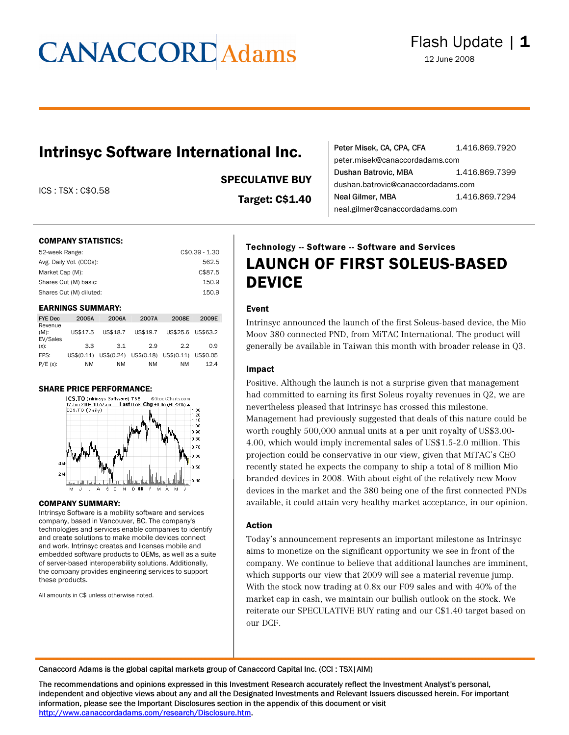# CANACCORD Adams

Flash Update | 1

12 June 2008

## Intrinsyc Software International Inc.

ICS : TSX : C$0.58

**SPECULATIVE BUY**

**Target: C$1.40**

Peter Misek, CA, CPA, CFA 1.416.869.7920
peter.misek@canaccordadams.com
Dushan Batrovic, MBA 1.416.869.7399
dushan.batrovic@canaccordadams.com
Neal Gilmer, MBA 1.416.869.7294
neal.gilmer@canaccordadams.com

### COMPANY STATISTICS:

| | |
|---|---|
| 52-week Range: | C$0.39 - 1.30 |
| Avg. Daily Vol. (000s): | 562.5 |
| Market Cap (M): | C$87.5 |
| Shares Out (M) basic: | 150.9 |
| Shares Out (M) diluted: | 150.9 |

### EARNINGS SUMMARY:

| FYE Dec | 2005A | 2006A | 2007A | 2008E | 2009E |
|---|---|---|---|---|---|
| Revenue (M): | US$17.5 | US$18.7 | US$19.7 | US$25.6 | US$63.2 |
| EV/Sales (x): | 3.3 | 3.1 | 2.9 | 2.2 | 0.9 |
| EPS: | US$(0.11) | US$(0.24) | US$(0.18) | US$(0.11) | US$0.05 |
| P/E (x): | NM | NM | NM | NM | 12.4 |

### SHARE PRICE PERFORMANCE:

ICS.TO (Intrinsyc Software) TSE ©StockCharts.com
12-Jun-2008 10:57am Last 0.58 Chg +0.05 (+9.43%)

### COMPANY SUMMARY:

Intrinsyc Software is a mobility software and services company, based in Vancouver, BC. The company's technologies and services enable companies to identify and create solutions to make mobile devices connect and work. Intrinsyc creates and licenses mobile and embedded software products to OEMs, as well as a suite of server-based interoperability solutions. Additionally, the company provides engineering services to support these products.

All amounts in C$ unless otherwise noted.

**Technology -- Software -- Software and Services**

## LAUNCH OF FIRST SOLEUS-BASED DEVICE

### Event

Intrinsyc announced the launch of the first Soleus-based device, the Mio Moov 380 connected PND, from MiTAC International. The product will generally be available in Taiwan this month with broader release in Q3.

### Impact

Positive. Although the launch is not a surprise given that management had committed to earning its first Soleus royalty revenues in Q2, we are nevertheless pleased that Intrinsyc has crossed this milestone. Management had previously suggested that deals of this nature could be worth roughly 500,000 annual units at a per unit royalty of US$3.00-4.00, which would imply incremental sales of US$1.5-2.0 million. This projection could be conservative in our view, given that MiTAC's CEO recently stated he expects the company to ship a total of 8 million Mio branded devices in 2008. With about eight of the relatively new Moov devices in the market and the 380 being one of the first connected PNDs available, it could attain very healthy market acceptance, in our opinion.

### Action

Today's announcement represents an important milestone as Intrinsyc aims to monetize on the significant opportunity we see in front of the company. We continue to believe that additional launches are imminent, which supports our view that 2009 will see a material revenue jump. With the stock now trading at 0.8x our F09 sales and with 40% of the market cap in cash, we maintain our bullish outlook on the stock. We reiterate our SPECULATIVE BUY rating and our C$1.40 target based on our DCF.

Canaccord Adams is the global capital markets group of Canaccord Capital Inc. (CCI : TSX|AIM)

The recommendations and opinions expressed in this Investment Research accurately reflect the Investment Analyst's personal, independent and objective views about any and all the Designated Investments and Relevant Issuers discussed herein. For important information, please see the Important Disclosures section in the appendix of this document or visit http://www.canaccordadams.com/research/Disclosure.htm.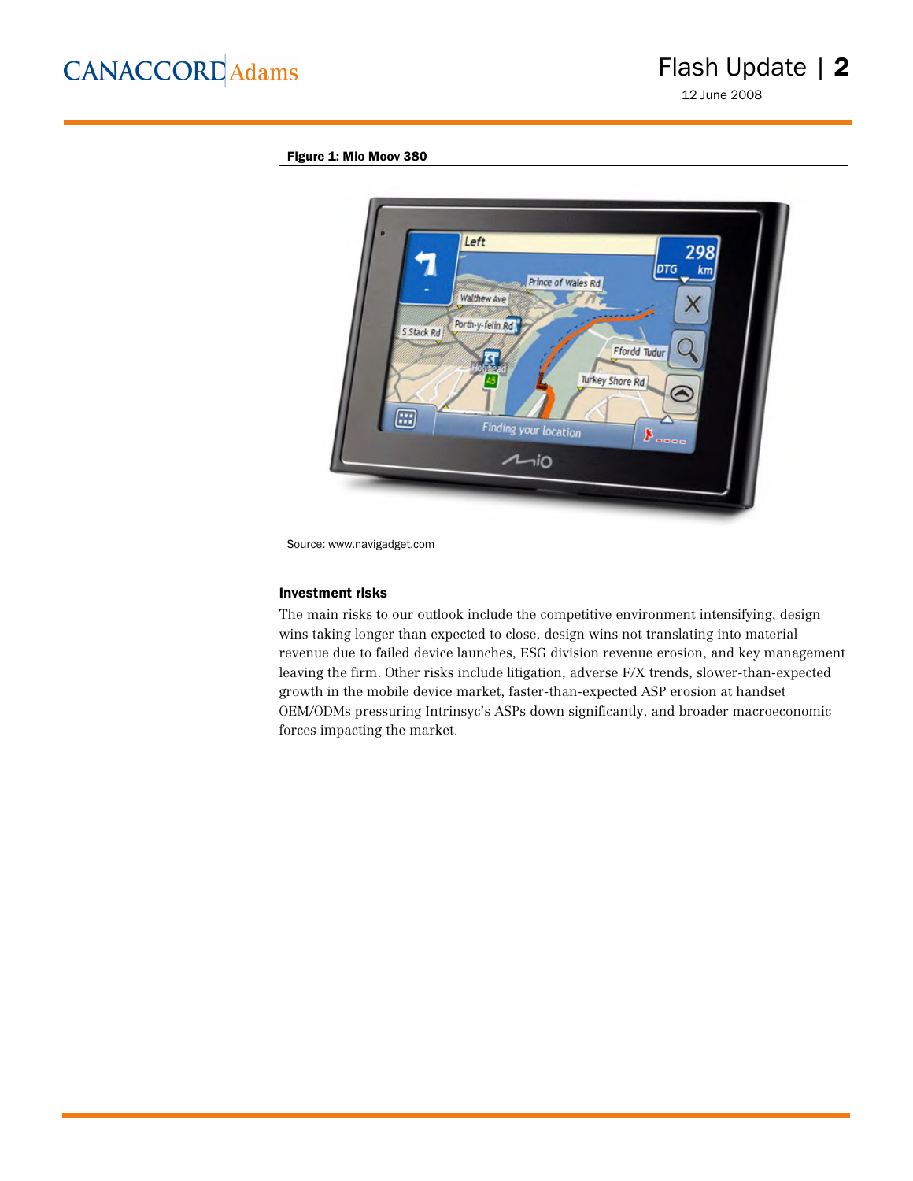**Figure 1: Mio Moov 380**

Source: www.navigadget.com

### Investment risks

The main risks to our outlook include the competitive environment intensifying, design wins taking longer than expected to close, design wins not translating into material revenue due to failed device launches, ESG division revenue erosion, and key management leaving the firm. Other risks include litigation, adverse F/X trends, slower-than-expected growth in the mobile device market, faster-than-expected ASP erosion at handset OEM/ODMs pressuring Intrinsyc's ASPs down significantly, and broader macroeconomic forces impacting the market.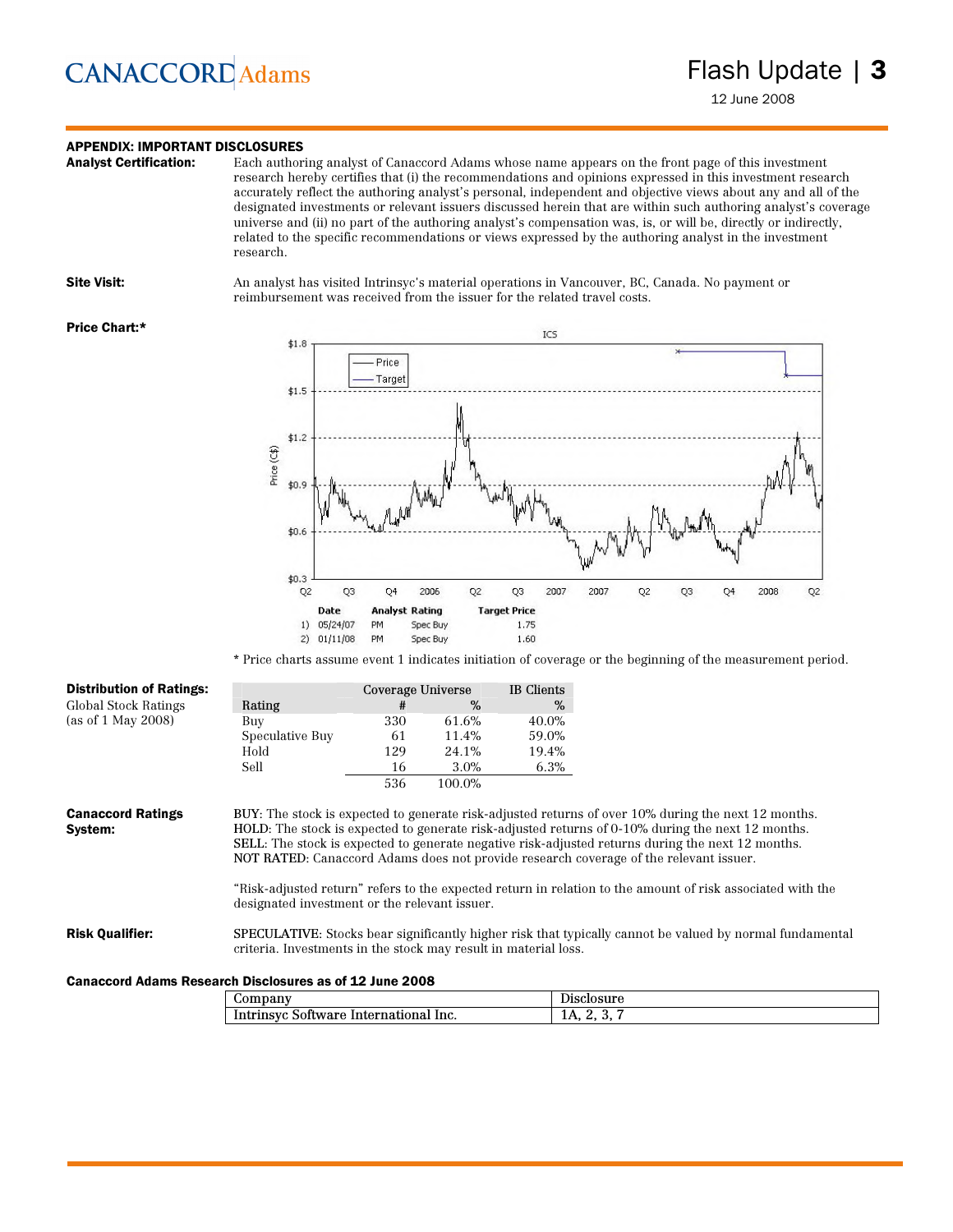## APPENDIX: IMPORTANT DISCLOSURES

**Analyst Certification:** Each authoring analyst of Canaccord Adams whose name appears on the front page of this investment research hereby certifies that (i) the recommendations and opinions expressed in this investment research accurately reflect the authoring analyst's personal, independent and objective views about any and all of the designated investments or relevant issuers discussed herein that are within such authoring analyst's coverage universe and (ii) no part of the authoring analyst's compensation was, is, or will be, directly or indirectly, related to the specific recommendations or views expressed by the authoring analyst in the investment research.

**Site Visit:** An analyst has visited Intrinsyc's material operations in Vancouver, BC, Canada. No payment or reimbursement was received from the issuer for the related travel costs.

**Price Chart:***

ICS

| | Date | Analyst | Rating | Target Price |
|---|---|---|---|---|
| 1) | 05/24/07 | PM | Spec Buy | 1.75 |
| 2) | 01/11/08 | PM | Spec Buy | 1.60 |

\* Price charts assume event 1 indicates initiation of coverage or the beginning of the measurement period.

**Distribution of Ratings:**
Global Stock Ratings
(as of 1 May 2008)

| Rating | Coverage Universe # | Coverage Universe % | IB Clients % |
|---|---|---|---|
| Buy | 330 | 61.6% | 40.0% |
| Speculative Buy | 61 | 11.4% | 59.0% |
| Hold | 129 | 24.1% | 19.4% |
| Sell | 16 | 3.0% | 6.3% |
| | 536 | 100.0% | |

**Canaccord Ratings System:**

BUY: The stock is expected to generate risk-adjusted returns of over 10% during the next 12 months.
HOLD: The stock is expected to generate risk-adjusted returns of 0-10% during the next 12 months.
SELL: The stock is expected to generate negative risk-adjusted returns during the next 12 months.
NOT RATED: Canaccord Adams does not provide research coverage of the relevant issuer.

"Risk-adjusted return" refers to the expected return in relation to the amount of risk associated with the designated investment or the relevant issuer.

**Risk Qualifier:** SPECULATIVE: Stocks bear significantly higher risk that typically cannot be valued by normal fundamental criteria. Investments in the stock may result in material loss.

**Canaccord Adams Research Disclosures as of 12 June 2008**

| Company | Disclosure |
|---|---|
| Intrinsyc Software International Inc. | 1A, 2, 3, 7 |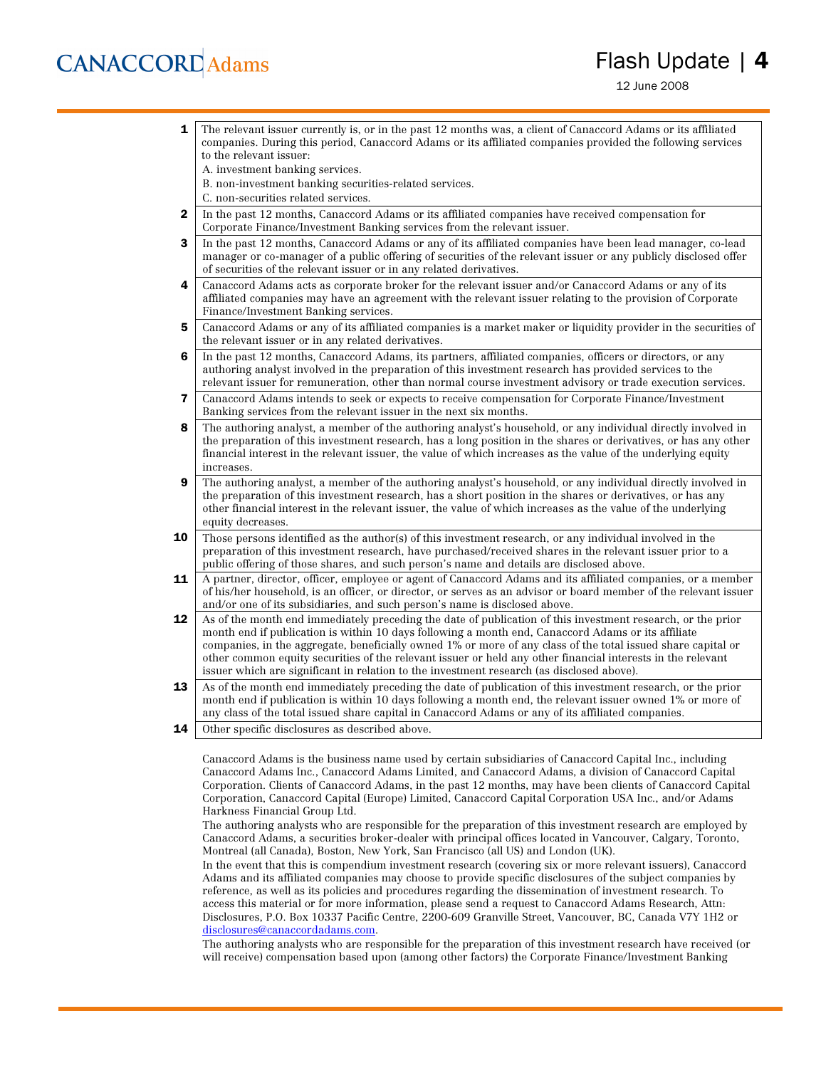| | |
|---|---|
| **1** | The relevant issuer currently is, or in the past 12 months was, a client of Canaccord Adams or its affiliated companies. During this period, Canaccord Adams or its affiliated companies provided the following services to the relevant issuer:<br>A. investment banking services.<br>B. non-investment banking securities-related services.<br>C. non-securities related services. |
| **2** | In the past 12 months, Canaccord Adams or its affiliated companies have received compensation for Corporate Finance/Investment Banking services from the relevant issuer. |
| **3** | In the past 12 months, Canaccord Adams or any of its affiliated companies have been lead manager, co-lead manager or co-manager of a public offering of securities of the relevant issuer or any publicly disclosed offer of securities of the relevant issuer or in any related derivatives. |
| **4** | Canaccord Adams acts as corporate broker for the relevant issuer and/or Canaccord Adams or any of its affiliated companies may have an agreement with the relevant issuer relating to the provision of Corporate Finance/Investment Banking services. |
| **5** | Canaccord Adams or any of its affiliated companies is a market maker or liquidity provider in the securities of the relevant issuer or in any related derivatives. |
| **6** | In the past 12 months, Canaccord Adams, its partners, affiliated companies, officers or directors, or any authoring analyst involved in the preparation of this investment research has provided services to the relevant issuer for remuneration, other than normal course investment advisory or trade execution services. |
| **7** | Canaccord Adams intends to seek or expects to receive compensation for Corporate Finance/Investment Banking services from the relevant issuer in the next six months. |
| **8** | The authoring analyst, a member of the authoring analyst's household, or any individual directly involved in the preparation of this investment research, has a long position in the shares or derivatives, or has any other financial interest in the relevant issuer, the value of which increases as the value of the underlying equity increases. |
| **9** | The authoring analyst, a member of the authoring analyst's household, or any individual directly involved in the preparation of this investment research, has a short position in the shares or derivatives, or has any other financial interest in the relevant issuer, the value of which increases as the value of the underlying equity decreases. |
| **10** | Those persons identified as the author(s) of this investment research, or any individual involved in the preparation of this investment research, have purchased/received shares in the relevant issuer prior to a public offering of those shares, and such person's name and details are disclosed above. |
| **11** | A partner, director, officer, employee or agent of Canaccord Adams and its affiliated companies, or a member of his/her household, is an officer, or director, or serves as an advisor or board member of the relevant issuer and/or one of its subsidiaries, and such person's name is disclosed above. |
| **12** | As of the month end immediately preceding the date of publication of this investment research, or the prior month end if publication is within 10 days following a month end, Canaccord Adams or its affiliate companies, in the aggregate, beneficially owned 1% or more of any class of the total issued share capital or other common equity securities of the relevant issuer or held any other financial interests in the relevant issuer which are significant in relation to the investment research (as disclosed above). |
| **13** | As of the month end immediately preceding the date of publication of this investment research, or the prior month end if publication is within 10 days following a month end, the relevant issuer owned 1% or more of any class of the total issued share capital in Canaccord Adams or any of its affiliated companies. |
| **14** | Other specific disclosures as described above. |

Canaccord Adams is the business name used by certain subsidiaries of Canaccord Capital Inc., including Canaccord Adams Inc., Canaccord Adams Limited, and Canaccord Adams, a division of Canaccord Capital Corporation. Clients of Canaccord Adams, in the past 12 months, may have been clients of Canaccord Capital Corporation, Canaccord Capital (Europe) Limited, Canaccord Capital Corporation USA Inc., and/or Adams Harkness Financial Group Ltd.

The authoring analysts who are responsible for the preparation of this investment research are employed by Canaccord Adams, a securities broker-dealer with principal offices located in Vancouver, Calgary, Toronto, Montreal (all Canada), Boston, New York, San Francisco (all US) and London (UK).

In the event that this is compendium investment research (covering six or more relevant issuers), Canaccord Adams and its affiliated companies may choose to provide specific disclosures of the subject companies by reference, as well as its policies and procedures regarding the dissemination of investment research. To access this material or for more information, please send a request to Canaccord Adams Research, Attn: Disclosures, P.O. Box 10337 Pacific Centre, 2200-609 Granville Street, Vancouver, BC, Canada V7Y 1H2 or disclosures@canaccordadams.com.

The authoring analysts who are responsible for the preparation of this investment research have received (or will receive) compensation based upon (among other factors) the Corporate Finance/Investment Banking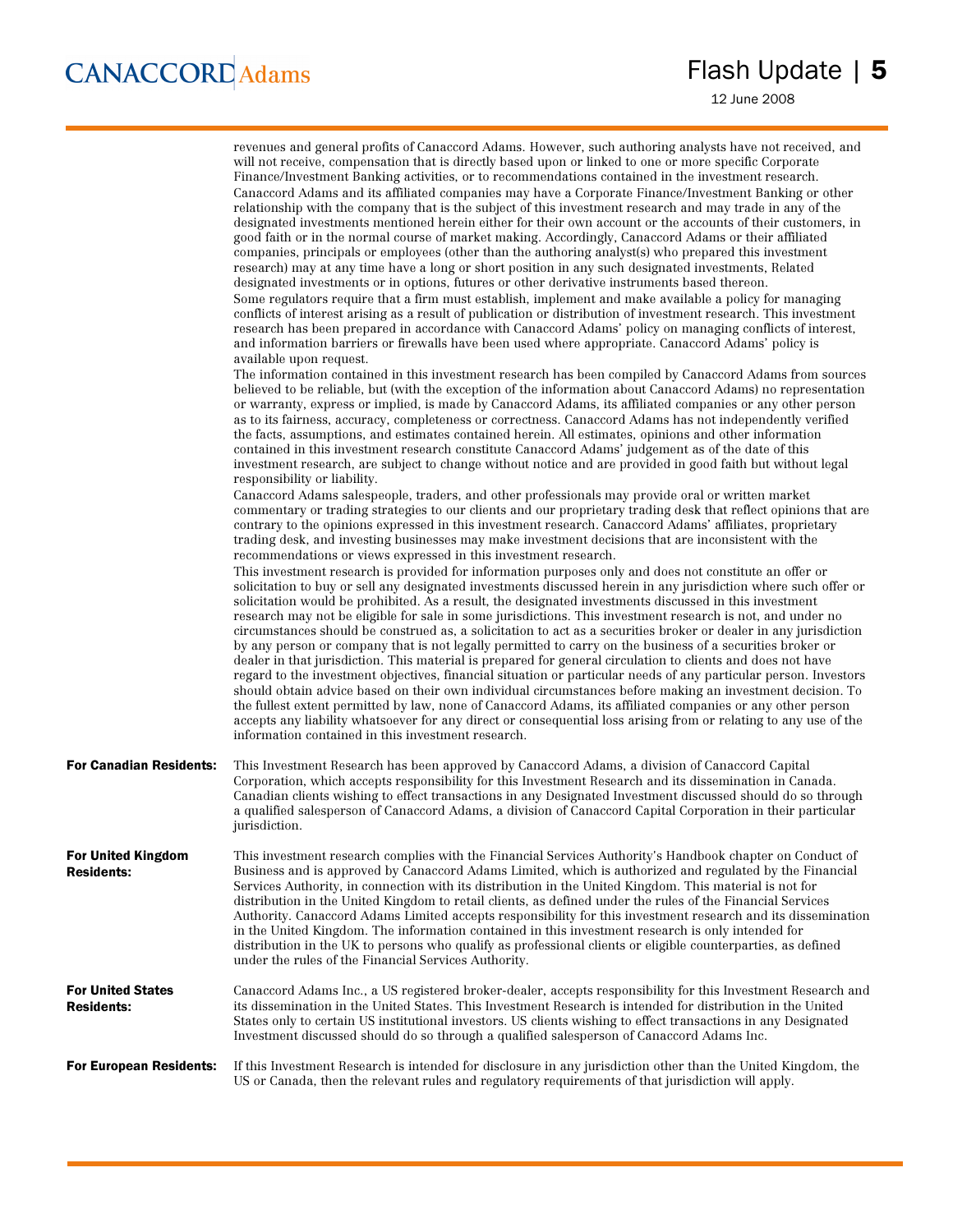revenues and general profits of Canaccord Adams. However, such authoring analysts have not received, and will not receive, compensation that is directly based upon or linked to one or more specific Corporate Finance/Investment Banking activities, or to recommendations contained in the investment research.

Canaccord Adams and its affiliated companies may have a Corporate Finance/Investment Banking or other relationship with the company that is the subject of this investment research and may trade in any of the designated investments mentioned herein either for their own account or the accounts of their customers, in good faith or in the normal course of market making. Accordingly, Canaccord Adams or their affiliated companies, principals or employees (other than the authoring analyst(s) who prepared this investment research) may at any time have a long or short position in any such designated investments, Related designated investments or in options, futures or other derivative instruments based thereon.

Some regulators require that a firm must establish, implement and make available a policy for managing conflicts of interest arising as a result of publication or distribution of investment research. This investment research has been prepared in accordance with Canaccord Adams' policy on managing conflicts of interest, and information barriers or firewalls have been used where appropriate. Canaccord Adams' policy is available upon request.

The information contained in this investment research has been compiled by Canaccord Adams from sources believed to be reliable, but (with the exception of the information about Canaccord Adams) no representation or warranty, express or implied, is made by Canaccord Adams, its affiliated companies or any other person as to its fairness, accuracy, completeness or correctness. Canaccord Adams has not independently verified the facts, assumptions, and estimates contained herein. All estimates, opinions and other information contained in this investment research constitute Canaccord Adams' judgement as of the date of this investment research, are subject to change without notice and are provided in good faith but without legal responsibility or liability.

Canaccord Adams salespeople, traders, and other professionals may provide oral or written market commentary or trading strategies to our clients and our proprietary trading desk that reflect opinions that are contrary to the opinions expressed in this investment research. Canaccord Adams' affiliates, proprietary trading desk, and investing businesses may make investment decisions that are inconsistent with the recommendations or views expressed in this investment research.

This investment research is provided for information purposes only and does not constitute an offer or solicitation to buy or sell any designated investments discussed herein in any jurisdiction where such offer or solicitation would be prohibited. As a result, the designated investments discussed in this investment research may not be eligible for sale in some jurisdictions. This investment research is not, and under no circumstances should be construed as, a solicitation to act as a securities broker or dealer in any jurisdiction by any person or company that is not legally permitted to carry on the business of a securities broker or dealer in that jurisdiction. This material is prepared for general circulation to clients and does not have regard to the investment objectives, financial situation or particular needs of any particular person. Investors should obtain advice based on their own individual circumstances before making an investment decision. To the fullest extent permitted by law, none of Canaccord Adams, its affiliated companies or any other person accepts any liability whatsoever for any direct or consequential loss arising from or relating to any use of the information contained in this investment research.

**For Canadian Residents:** This Investment Research has been approved by Canaccord Adams, a division of Canaccord Capital Corporation, which accepts responsibility for this Investment Research and its dissemination in Canada. Canadian clients wishing to effect transactions in any Designated Investment discussed should do so through a qualified salesperson of Canaccord Adams, a division of Canaccord Capital Corporation in their particular jurisdiction.

**For United Kingdom Residents:** This investment research complies with the Financial Services Authority's Handbook chapter on Conduct of Business and is approved by Canaccord Adams Limited, which is authorized and regulated by the Financial Services Authority, in connection with its distribution in the United Kingdom. This material is not for distribution in the United Kingdom to retail clients, as defined under the rules of the Financial Services Authority. Canaccord Adams Limited accepts responsibility for this investment research and its dissemination in the United Kingdom. The information contained in this investment research is only intended for distribution in the UK to persons who qualify as professional clients or eligible counterparties, as defined under the rules of the Financial Services Authority.

**For United States Residents:** Canaccord Adams Inc., a US registered broker-dealer, accepts responsibility for this Investment Research and its dissemination in the United States. This Investment Research is intended for distribution in the United States only to certain US institutional investors. US clients wishing to effect transactions in any Designated Investment discussed should do so through a qualified salesperson of Canaccord Adams Inc.

**For European Residents:** If this Investment Research is intended for disclosure in any jurisdiction other than the United Kingdom, the US or Canada, then the relevant rules and regulatory requirements of that jurisdiction will apply.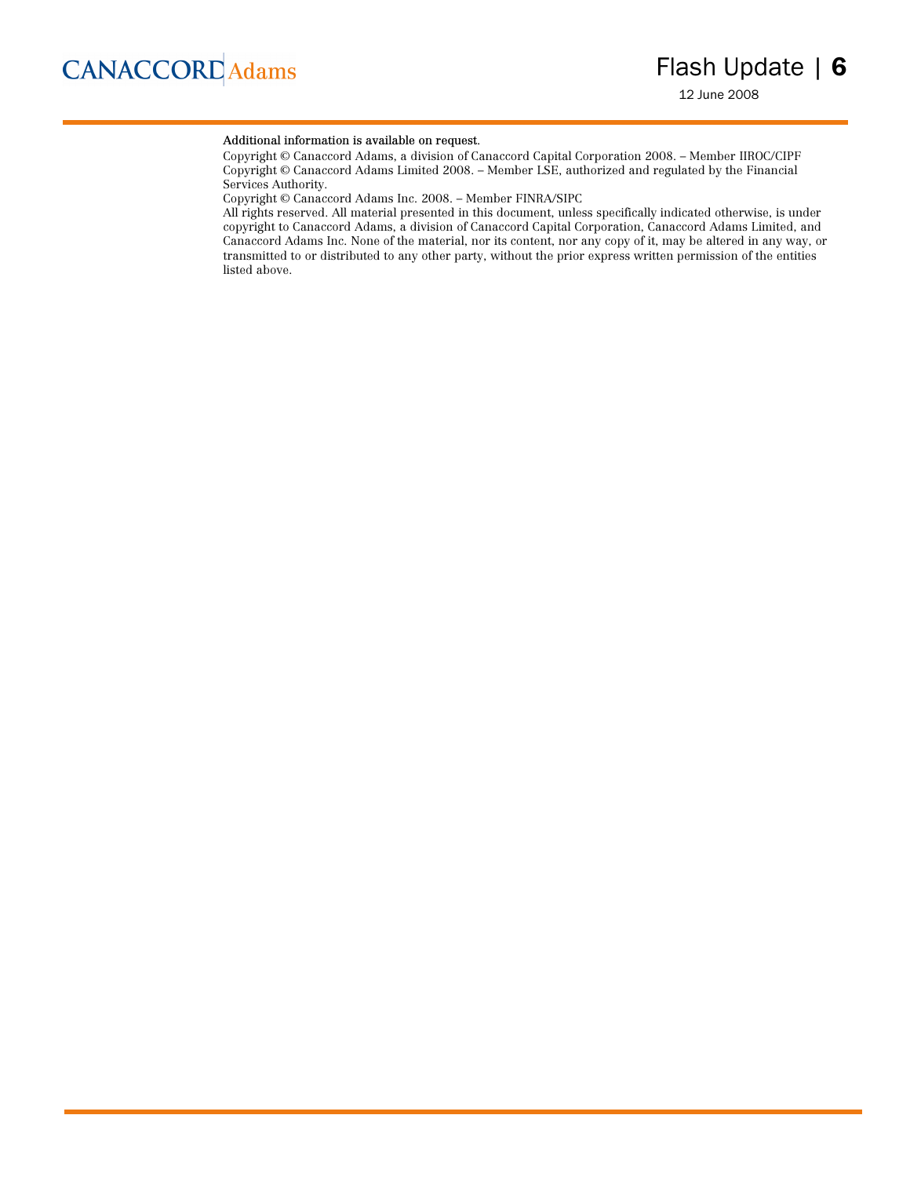**Additional information is available on request.**

Copyright © Canaccord Adams, a division of Canaccord Capital Corporation 2008. – Member IIROC/CIPF
Copyright © Canaccord Adams Limited 2008. – Member LSE, authorized and regulated by the Financial Services Authority.
Copyright © Canaccord Adams Inc. 2008. – Member FINRA/SIPC
All rights reserved. All material presented in this document, unless specifically indicated otherwise, is under copyright to Canaccord Adams, a division of Canaccord Capital Corporation, Canaccord Adams Limited, and Canaccord Adams Inc. None of the material, nor its content, nor any copy of it, may be altered in any way, or transmitted to or distributed to any other party, without the prior express written permission of the entities listed above.